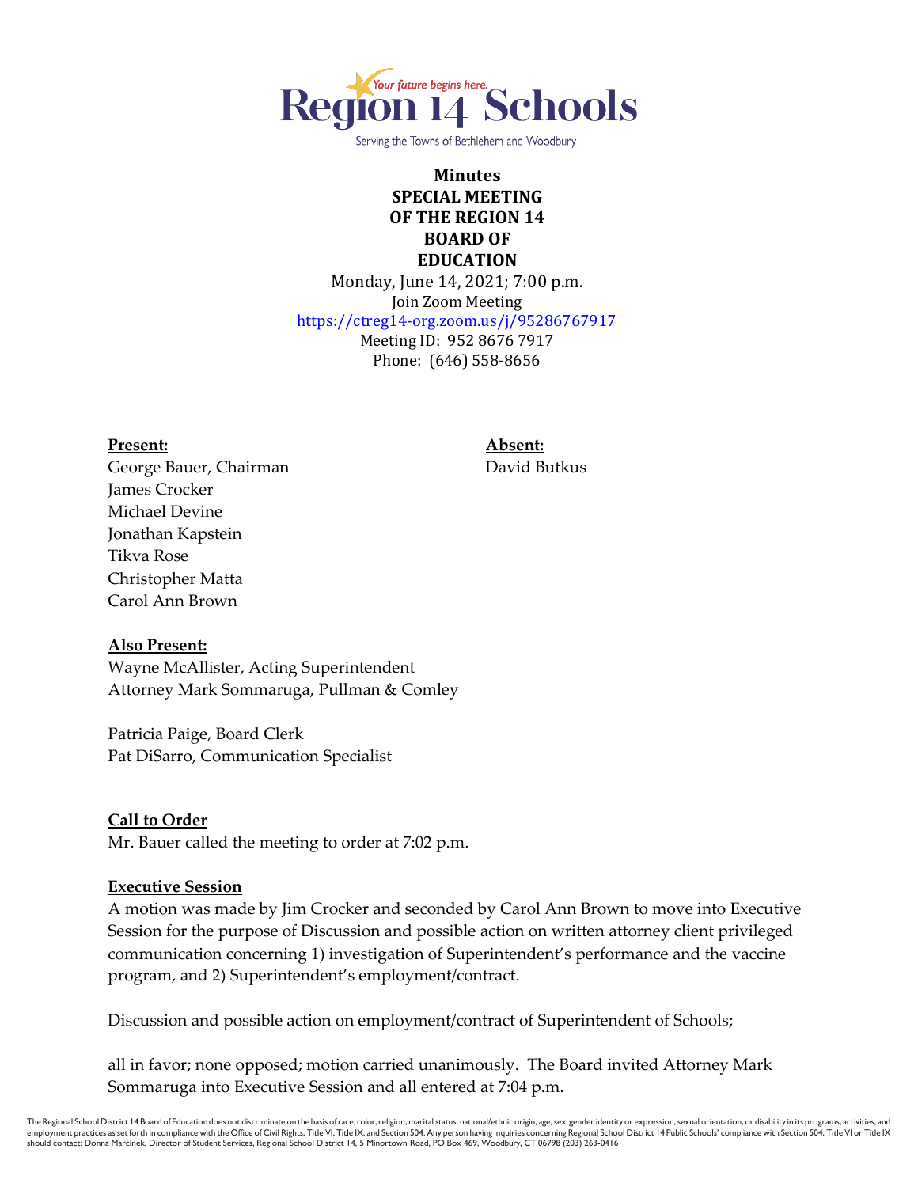Region 14 Schools

Your future begins here.

Serving the Towns of Bethlehem and Woodbury

# Minutes
# SPECIAL MEETING OF THE REGION 14 BOARD OF EDUCATION

Monday, June 14, 2021; 7:00 p.m.
Join Zoom Meeting
https://ctreg14-org.zoom.us/j/95286767917
Meeting ID: 952 8676 7917
Phone: (646) 558-8656

**Present:**
George Bauer, Chairman
James Crocker
Michael Devine
Jonathan Kapstein
Tikva Rose
Christopher Matta
Carol Ann Brown

**Absent:**
David Butkus

**Also Present:**
Wayne McAllister, Acting Superintendent
Attorney Mark Sommaruga, Pullman & Comley

Patricia Paige, Board Clerk
Pat DiSarro, Communication Specialist

**Call to Order**
Mr. Bauer called the meeting to order at 7:02 p.m.

**Executive Session**
A motion was made by Jim Crocker and seconded by Carol Ann Brown to move into Executive Session for the purpose of Discussion and possible action on written attorney client privileged communication concerning 1) investigation of Superintendent's performance and the vaccine program, and 2) Superintendent's employment/contract.

Discussion and possible action on employment/contract of Superintendent of Schools;

all in favor; none opposed; motion carried unanimously. The Board invited Attorney Mark Sommaruga into Executive Session and all entered at 7:04 p.m.

The Regional School District 14 Board of Education does not discriminate on the basis of race, color, religion, marital status, national/ethnic origin, age, sex, gender identity or expression, sexual orientation, or disability in its programs, activities, and employment practices as set forth in compliance with the Office of Civil Rights, Title VI, Title IX, and Section 504. Any person having inquiries concerning Regional School District 14 Public Schools' compliance with Section 504, Title VI or Title IX should contact: Donna Marcinek, Director of Student Services, Regional School District 14, 5 Minortown Road, PO Box 469, Woodbury, CT 06798 (203) 263-0416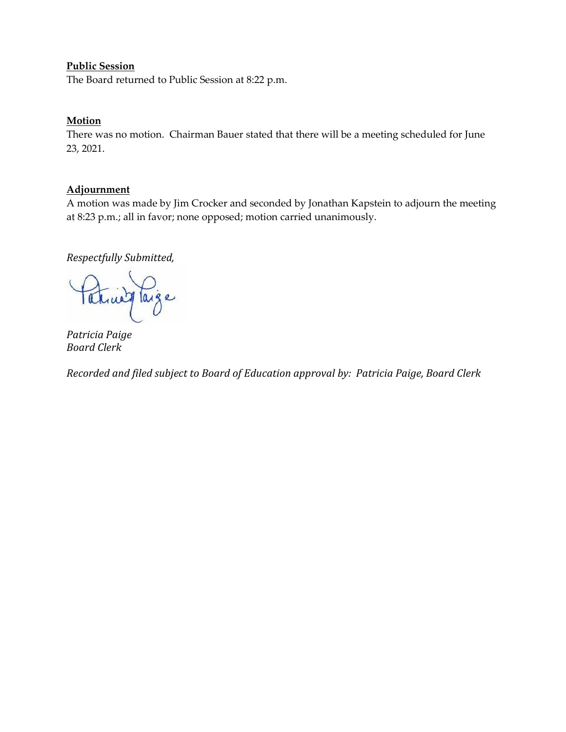**Public Session**
The Board returned to Public Session at 8:22 p.m.

**Motion**
There was no motion. Chairman Bauer stated that there will be a meeting scheduled for June 23, 2021.

**Adjournment**
A motion was made by Jim Crocker and seconded by Jonathan Kapstein to adjourn the meeting at 8:23 p.m.; all in favor; none opposed; motion carried unanimously.

*Respectfully Submitted,*

*Patricia Paige*
*Board Clerk*

*Recorded and filed subject to Board of Education approval by: Patricia Paige, Board Clerk*